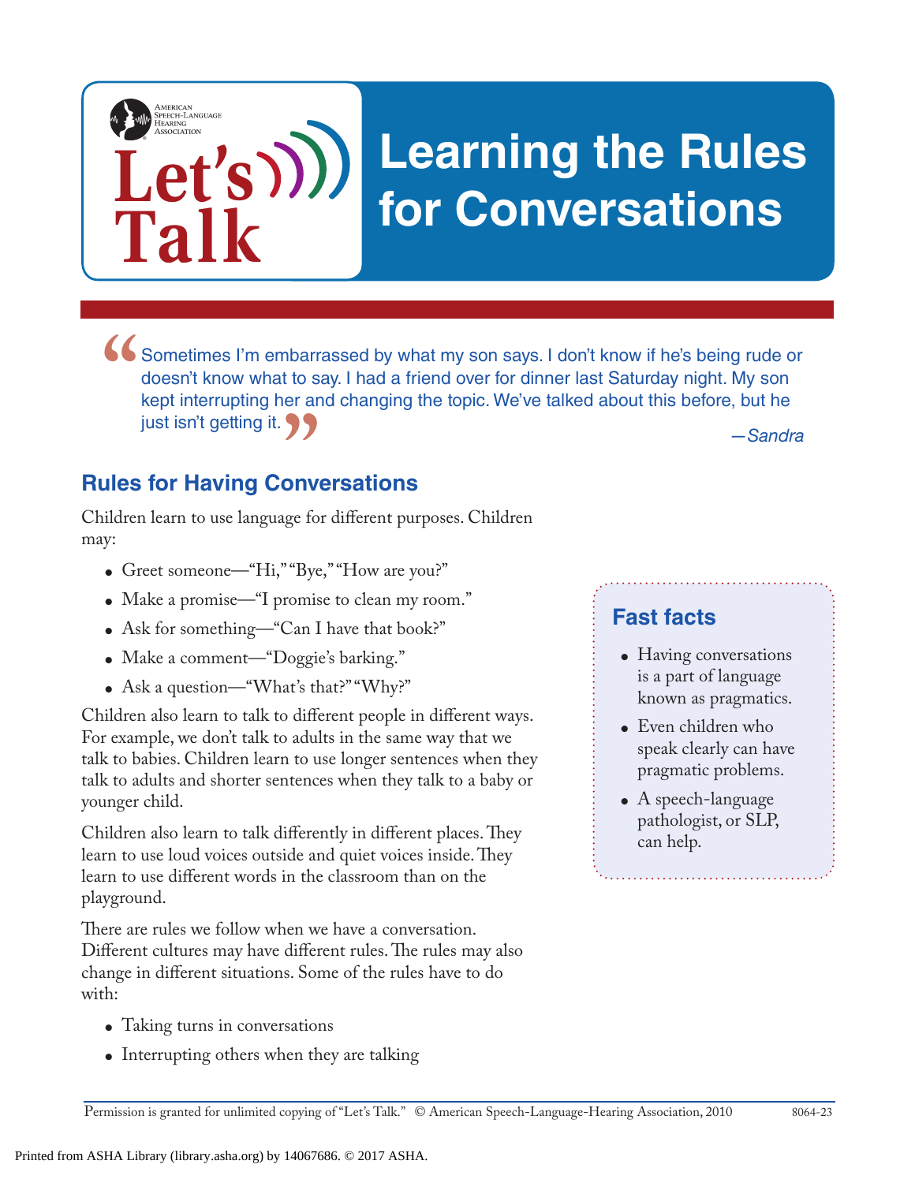American Speech-Language Hearing Association

# Let's Talk

# Learning the Rules for Conversations

> "Sometimes I'm embarrassed by what my son says. I don't know if he's being rude or doesn't know what to say. I had a friend over for dinner last Saturday night. My son kept interrupting her and changing the topic. We've talked about this before, but he just isn't getting it."
>
> *—Sandra*

## Rules for Having Conversations

Children learn to use language for different purposes. Children may:

- Greet someone—"Hi," "Bye," "How are you?"
- Make a promise—"I promise to clean my room."
- Ask for something—"Can I have that book?"
- Make a comment—"Doggie's barking."
- Ask a question—"What's that?" "Why?"

Children also learn to talk to different people in different ways. For example, we don't talk to adults in the same way that we talk to babies. Children learn to use longer sentences when they talk to adults and shorter sentences when they talk to a baby or younger child.

Children also learn to talk differently in different places. They learn to use loud voices outside and quiet voices inside. They learn to use different words in the classroom than on the playground.

There are rules we follow when we have a conversation. Different cultures may have different rules. The rules may also change in different situations. Some of the rules have to do with:

- Taking turns in conversations
- Interrupting others when they are talking

### Fast facts

- Having conversations is a part of language known as pragmatics.
- Even children who speak clearly can have pragmatic problems.
- A speech-language pathologist, or SLP, can help.

Permission is granted for unlimited copying of "Let's Talk." © American Speech-Language-Hearing Association, 2010 8064-23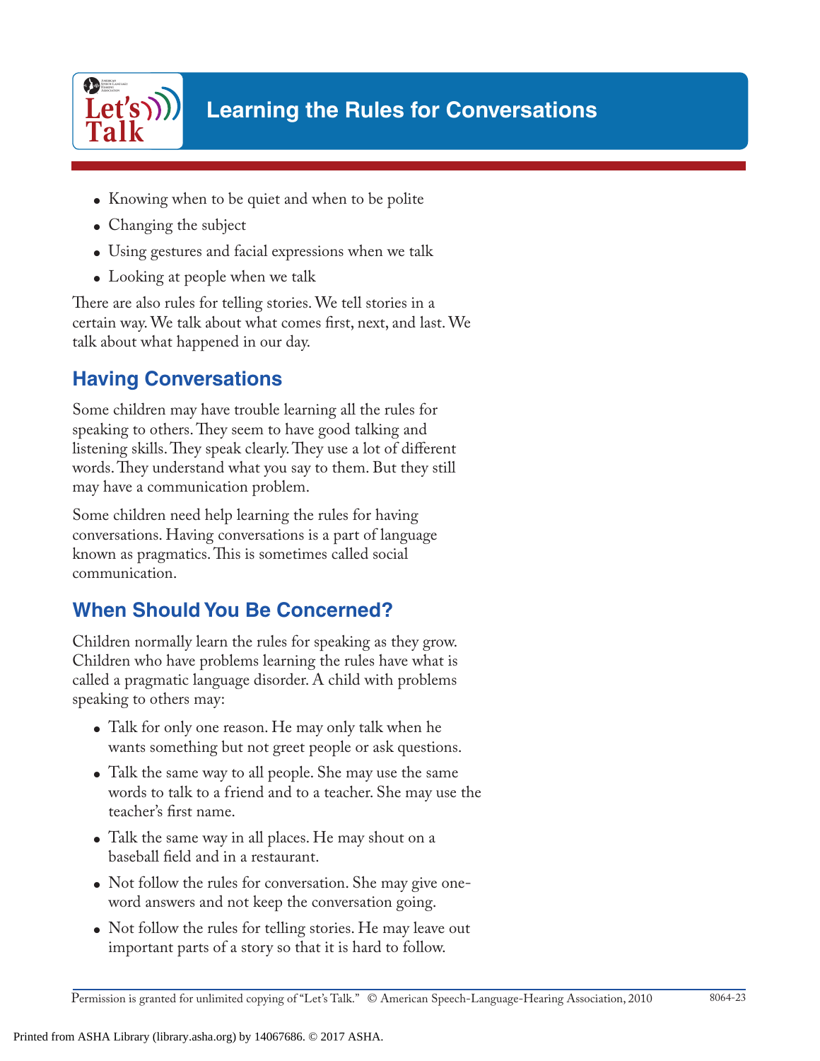- Knowing when to be quiet and when to be polite
- Changing the subject
- Using gestures and facial expressions when we talk
- Looking at people when we talk

There are also rules for telling stories. We tell stories in a certain way. We talk about what comes first, next, and last. We talk about what happened in our day.

## Having Conversations

Some children may have trouble learning all the rules for speaking to others. They seem to have good talking and listening skills. They speak clearly. They use a lot of different words. They understand what you say to them. But they still may have a communication problem.

Some children need help learning the rules for having conversations. Having conversations is a part of language known as pragmatics. This is sometimes called social communication.

## When Should You Be Concerned?

Children normally learn the rules for speaking as they grow. Children who have problems learning the rules have what is called a pragmatic language disorder. A child with problems speaking to others may:

- Talk for only one reason. He may only talk when he wants something but not greet people or ask questions.
- Talk the same way to all people. She may use the same words to talk to a friend and to a teacher. She may use the teacher's first name.
- Talk the same way in all places. He may shout on a baseball field and in a restaurant.
- Not follow the rules for conversation. She may give one-word answers and not keep the conversation going.
- Not follow the rules for telling stories. He may leave out important parts of a story so that it is hard to follow.

Permission is granted for unlimited copying of "Let's Talk." © American Speech-Language-Hearing Association, 2010 8064-23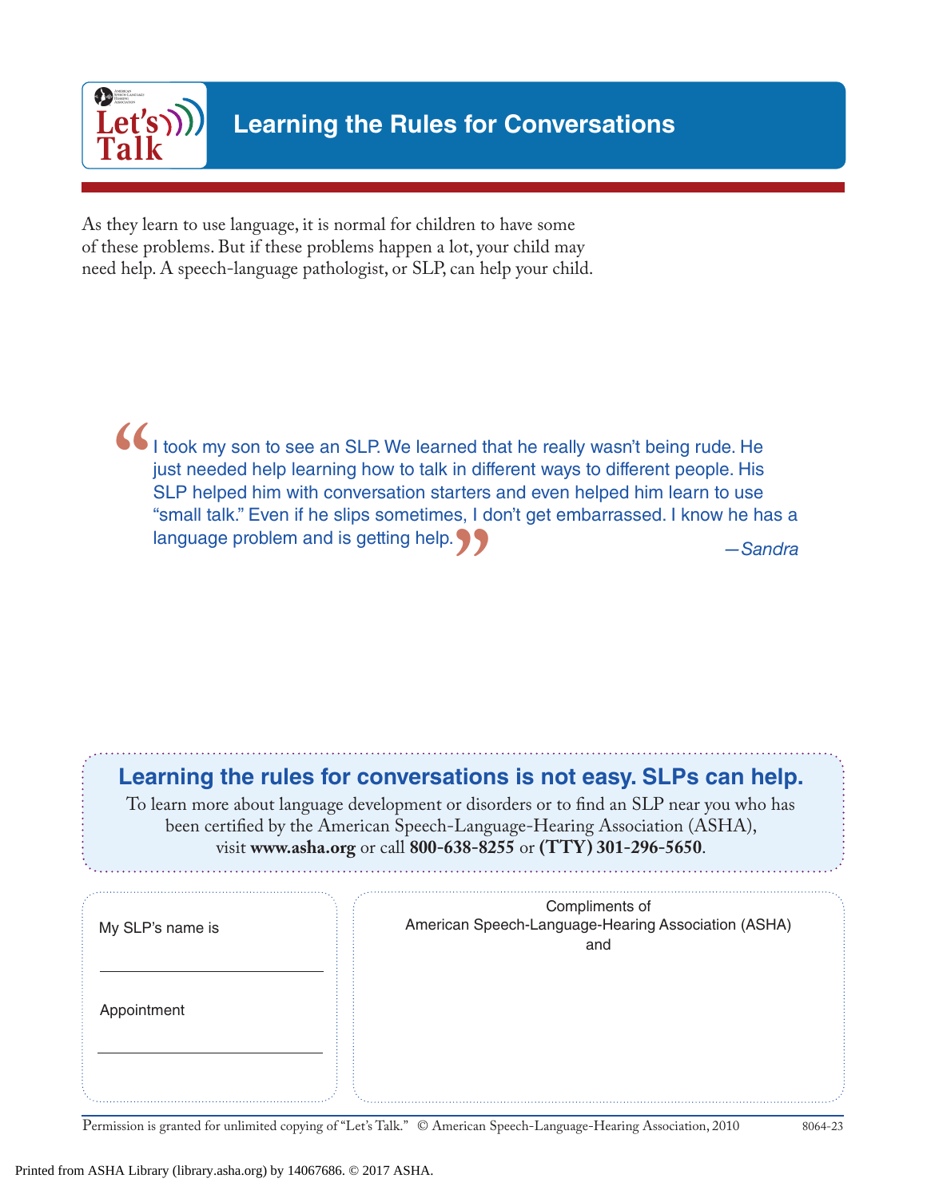# Learning the Rules for Conversations

As they learn to use language, it is normal for children to have some of these problems. But if these problems happen a lot, your child may need help. A speech-language pathologist, or SLP, can help your child.

> "I took my son to see an SLP. We learned that he really wasn't being rude. He just needed help learning how to talk in different ways to different people. His SLP helped him with conversation starters and even helped him learn to use "small talk." Even if he slips sometimes, I don't get embarrassed. I know he has a language problem and is getting help."
>
> *—Sandra*

## Learning the rules for conversations is not easy. SLPs can help.

To learn more about language development or disorders or to find an SLP near you who has been certified by the American Speech-Language-Hearing Association (ASHA), visit **www.asha.org** or call **800-638-8255** or **(TTY) 301-296-5650**.

My SLP's name is

______________________

Appointment

______________________

Compliments of
American Speech-Language-Hearing Association (ASHA)
and

Permission is granted for unlimited copying of "Let's Talk." © American Speech-Language-Hearing Association, 2010 8064-23